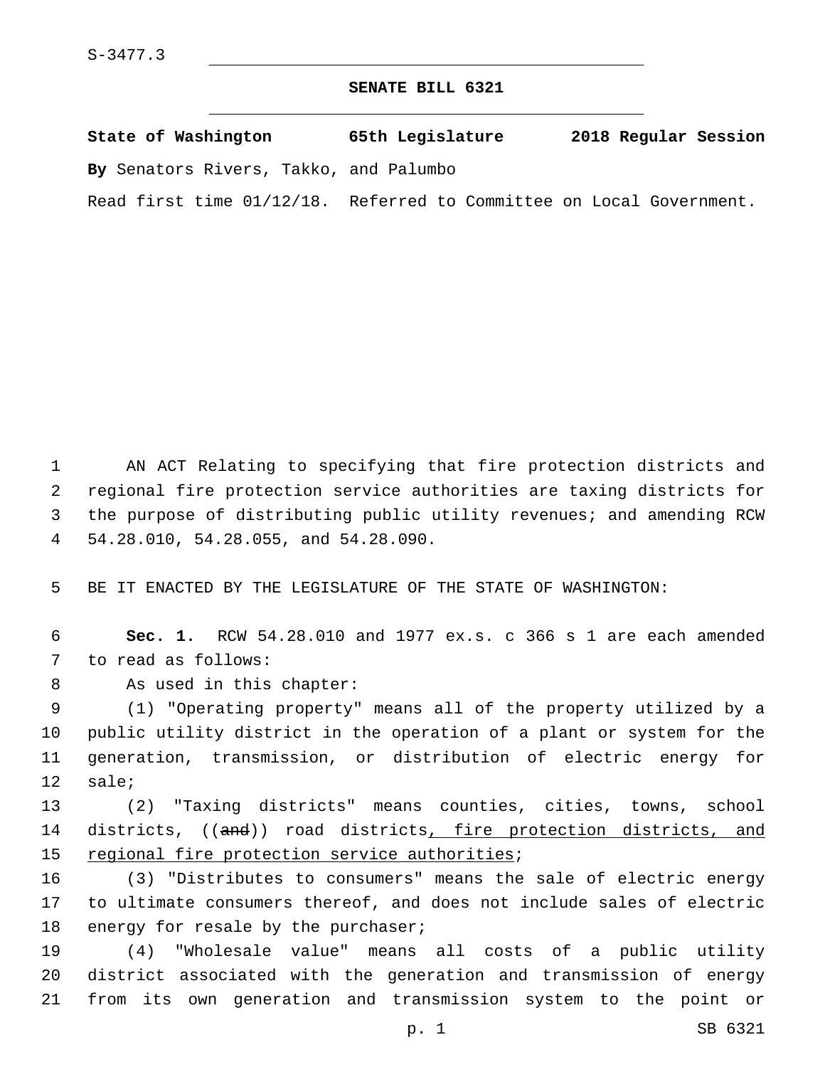S-3477.3

# SENATE BILL 6321

**State of Washington 65th Legislature 2018 Regular Session**

**By** Senators Rivers, Takko, and Palumbo

Read first time 01/12/18. Referred to Committee on Local Government.

AN ACT Relating to specifying that fire protection districts and regional fire protection service authorities are taxing districts for the purpose of distributing public utility revenues; and amending RCW 54.28.010, 54.28.055, and 54.28.090.

BE IT ENACTED BY THE LEGISLATURE OF THE STATE OF WASHINGTON:

**Sec. 1.** RCW 54.28.010 and 1977 ex.s. c 366 s 1 are each amended to read as follows:

As used in this chapter:

(1) "Operating property" means all of the property utilized by a public utility district in the operation of a plant or system for the generation, transmission, or distribution of electric energy for sale;

(2) "Taxing districts" means counties, cities, towns, school districts, ((~~and~~)) road districts<u>, fire protection districts, and regional fire protection service authorities</u>;

(3) "Distributes to consumers" means the sale of electric energy to ultimate consumers thereof, and does not include sales of electric energy for resale by the purchaser;

(4) "Wholesale value" means all costs of a public utility district associated with the generation and transmission of energy from its own generation and transmission system to the point or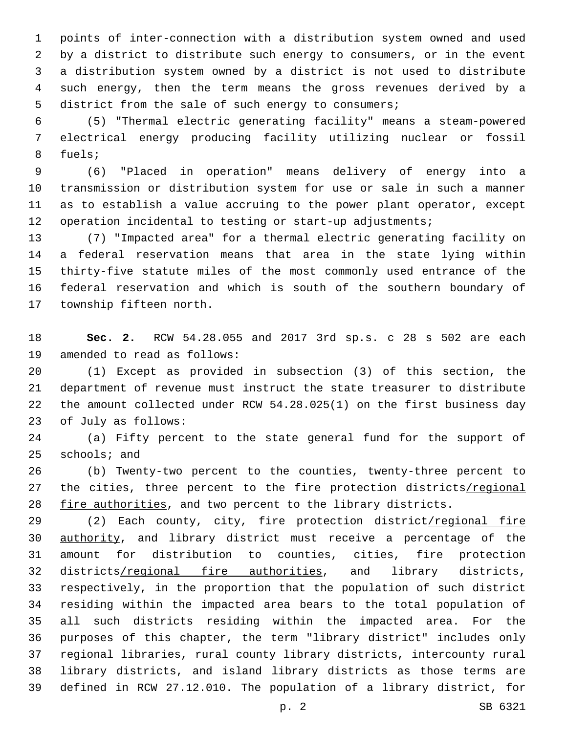points of inter-connection with a distribution system owned and used by a district to distribute such energy to consumers, or in the event a distribution system owned by a district is not used to distribute such energy, then the term means the gross revenues derived by a district from the sale of such energy to consumers;

(5) "Thermal electric generating facility" means a steam-powered electrical energy producing facility utilizing nuclear or fossil fuels;

(6) "Placed in operation" means delivery of energy into a transmission or distribution system for use or sale in such a manner as to establish a value accruing to the power plant operator, except operation incidental to testing or start-up adjustments;

(7) "Impacted area" for a thermal electric generating facility on a federal reservation means that area in the state lying within thirty-five statute miles of the most commonly used entrance of the federal reservation and which is south of the southern boundary of township fifteen north.

**Sec. 2.** RCW 54.28.055 and 2017 3rd sp.s. c 28 s 502 are each amended to read as follows:

(1) Except as provided in subsection (3) of this section, the department of revenue must instruct the state treasurer to distribute the amount collected under RCW 54.28.025(1) on the first business day of July as follows:

(a) Fifty percent to the state general fund for the support of schools; and

(b) Twenty-two percent to the counties, twenty-three percent to the cities, three percent to the fire protection districts/regional fire authorities, and two percent to the library districts.

(2) Each county, city, fire protection district/regional fire authority, and library district must receive a percentage of the amount for distribution to counties, cities, fire protection districts/regional fire authorities, and library districts, respectively, in the proportion that the population of such district residing within the impacted area bears to the total population of all such districts residing within the impacted area. For the purposes of this chapter, the term "library district" includes only regional libraries, rural county library districts, intercounty rural library districts, and island library districts as those terms are defined in RCW 27.12.010. The population of a library district, for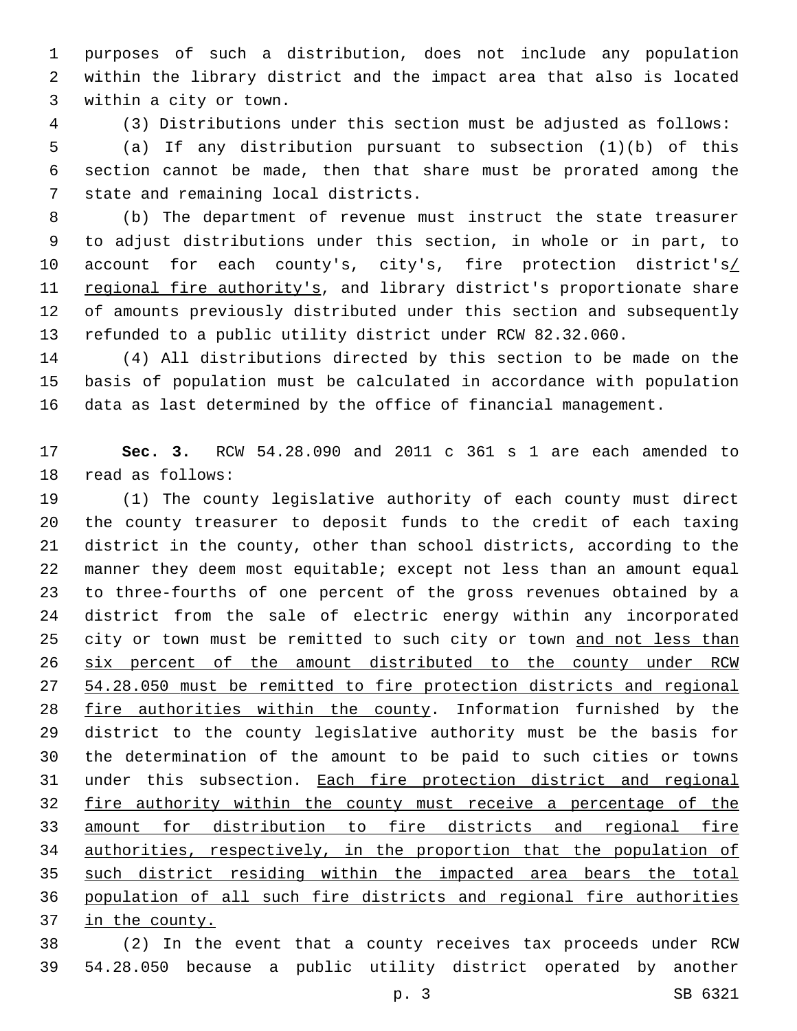purposes of such a distribution, does not include any population within the library district and the impact area that also is located within a city or town.

(3) Distributions under this section must be adjusted as follows:

(a) If any distribution pursuant to subsection (1)(b) of this section cannot be made, then that share must be prorated among the state and remaining local districts.

(b) The department of revenue must instruct the state treasurer to adjust distributions under this section, in whole or in part, to account for each county's, city's, fire protection district's/ regional fire authority's, and library district's proportionate share of amounts previously distributed under this section and subsequently refunded to a public utility district under RCW 82.32.060.

(4) All distributions directed by this section to be made on the basis of population must be calculated in accordance with population data as last determined by the office of financial management.

**Sec. 3.** RCW 54.28.090 and 2011 c 361 s 1 are each amended to read as follows:

(1) The county legislative authority of each county must direct the county treasurer to deposit funds to the credit of each taxing district in the county, other than school districts, according to the manner they deem most equitable; except not less than an amount equal to three-fourths of one percent of the gross revenues obtained by a district from the sale of electric energy within any incorporated city or town must be remitted to such city or town and not less than six percent of the amount distributed to the county under RCW 54.28.050 must be remitted to fire protection districts and regional fire authorities within the county. Information furnished by the district to the county legislative authority must be the basis for the determination of the amount to be paid to such cities or towns under this subsection. Each fire protection district and regional fire authority within the county must receive a percentage of the amount for distribution to fire districts and regional fire authorities, respectively, in the proportion that the population of such district residing within the impacted area bears the total population of all such fire districts and regional fire authorities in the county.

(2) In the event that a county receives tax proceeds under RCW 54.28.050 because a public utility district operated by another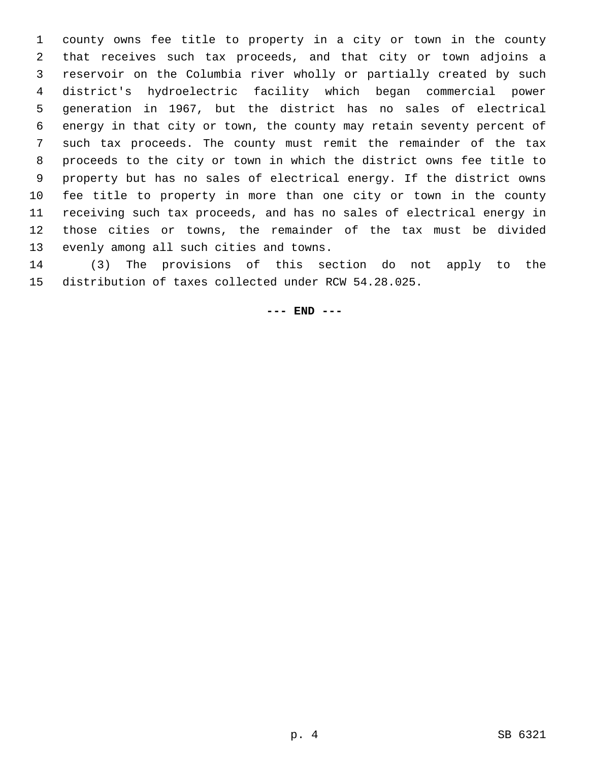county owns fee title to property in a city or town in the county that receives such tax proceeds, and that city or town adjoins a reservoir on the Columbia river wholly or partially created by such district's hydroelectric facility which began commercial power generation in 1967, but the district has no sales of electrical energy in that city or town, the county may retain seventy percent of such tax proceeds. The county must remit the remainder of the tax proceeds to the city or town in which the district owns fee title to property but has no sales of electrical energy. If the district owns fee title to property in more than one city or town in the county receiving such tax proceeds, and has no sales of electrical energy in those cities or towns, the remainder of the tax must be divided evenly among all such cities and towns.

(3) The provisions of this section do not apply to the distribution of taxes collected under RCW 54.28.025.

**--- END ---**